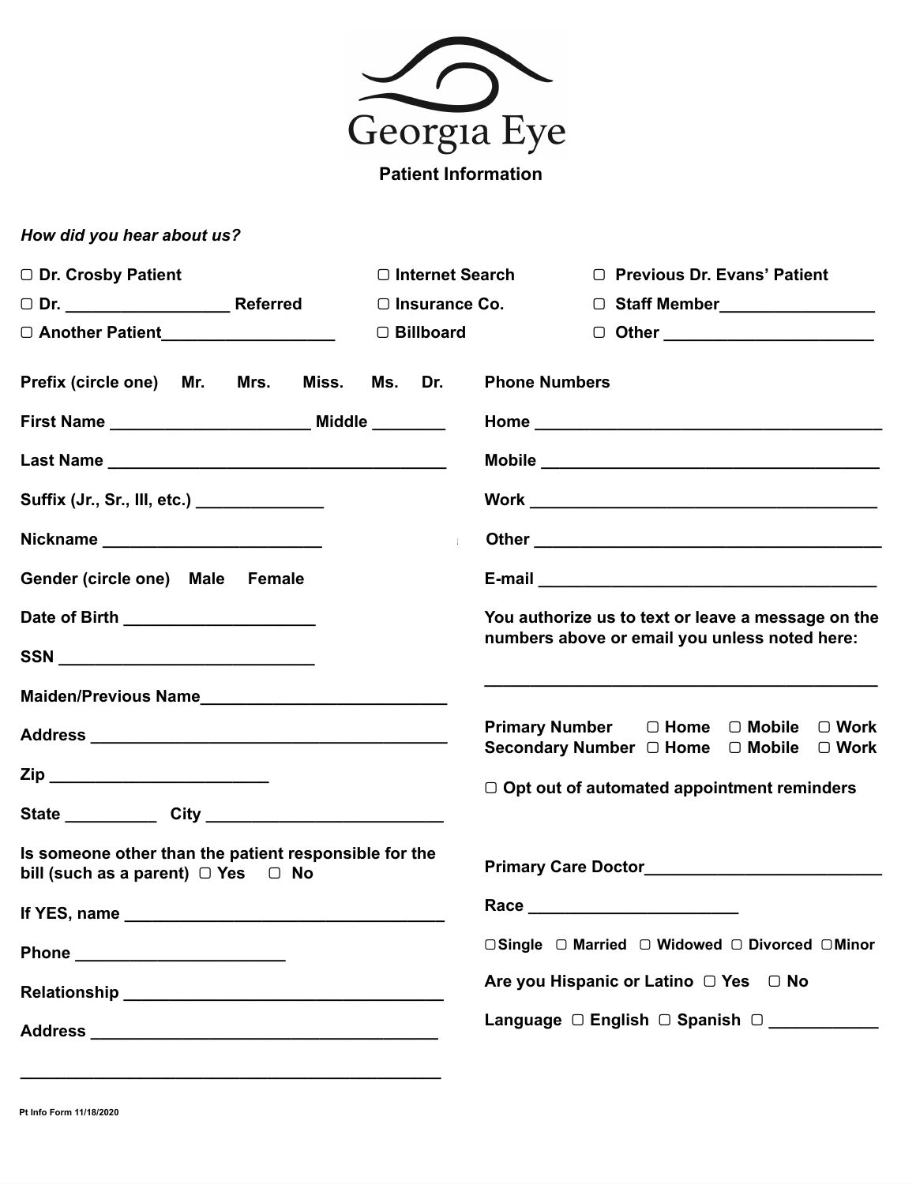# Georgia Eye

## Patient Information

*How did you hear about us?*

- ▢ Dr. Crosby Patient
- ▢ Dr. __________________ Referred
- ▢ Another Patient___________________
- ▢ Internet Search
- ▢ Insurance Co.
- ▢ Billboard
- ▢ Previous Dr. Evans' Patient
- ▢ Staff Member_________________
- ▢ Other _______________________

**Prefix (circle one)** Mr. Mrs. Miss. Ms. Dr.

**First Name** ______________________ **Middle** ________

**Last Name** _____________________________________

**Suffix (Jr., Sr., III, etc.)** ______________

**Nickname** ________________________

**Gender (circle one)** Male Female

**Date of Birth** ____________________

**SSN** ____________________________

**Maiden/Previous Name**__________________________

**Address** _______________________________________

**Zip** ________________________

**State** __________ **City** __________________________

**Is someone other than the patient responsible for the bill (such as a parent)** ▢ Yes ▢ No

**If YES, name** ___________________________________

**Phone** _______________________

**Relationship** __________________________________

**Address** _______________________________________

_______________________________________________

**Phone Numbers**

**Home** ________________________________________

**Mobile** _______________________________________

**Work** ________________________________________

**Other** ________________________________________

**E-mail** _______________________________________

**You authorize us to text or leave a message on the numbers above or email you unless noted here:**

_______________________________________________

**Primary Number** ▢ Home ▢ Mobile ▢ Work
**Secondary Number** ▢ Home ▢ Mobile ▢ Work

▢ Opt out of automated appointment reminders

**Primary Care Doctor**__________________________

**Race** _______________________

▢ Single ▢ Married ▢ Widowed ▢ Divorced ▢ Minor

**Are you Hispanic or Latino** ▢ Yes ▢ No

**Language** ▢ English ▢ Spanish ▢ ____________

Pt Info Form 11/18/2020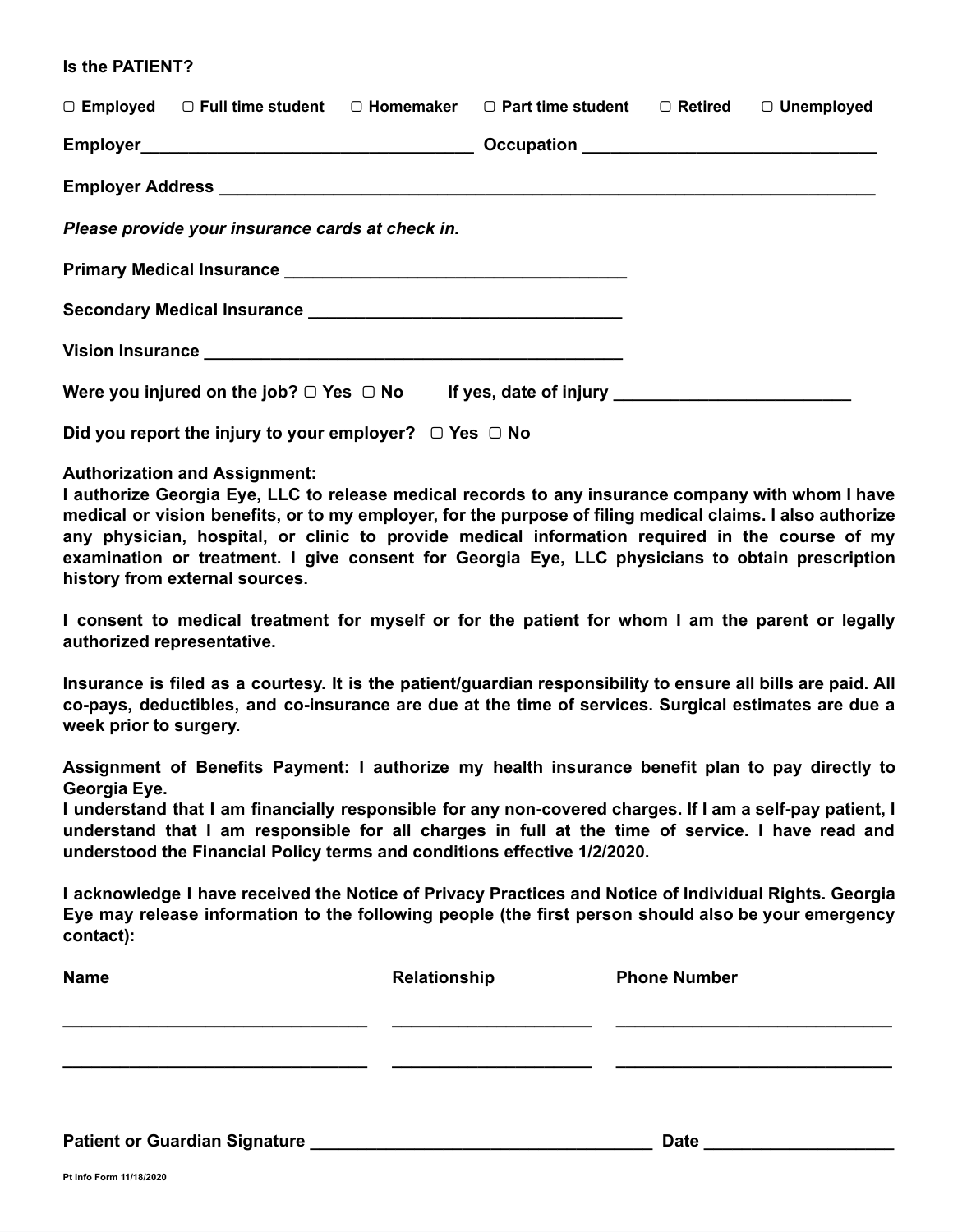**Is the PATIENT?**

**▢ Employed  ▢ Full time student  ▢ Homemaker  ▢ Part time student  ▢ Retired  ▢ Unemployed**

**Employer**__________________________________ **Occupation** ______________________________

**Employer Address** ____________________________________________________________________

***Please provide your insurance cards at check in.***

**Primary Medical Insurance** ___________________________________

**Secondary Medical Insurance** ________________________________

**Vision Insurance** ___________________________________________

**Were you injured on the job? ▢ Yes ▢ No    If yes, date of injury** ________________________

**Did you report the injury to your employer? ▢ Yes ▢ No**

**Authorization and Assignment:**
**I authorize Georgia Eye, LLC to release medical records to any insurance company with whom I have medical or vision benefits, or to my employer, for the purpose of filing medical claims. I also authorize any physician, hospital, or clinic to provide medical information required in the course of my examination or treatment. I give consent for Georgia Eye, LLC physicians to obtain prescription history from external sources.**

**I consent to medical treatment for myself or for the patient for whom I am the parent or legally authorized representative.**

**Insurance is filed as a courtesy. It is the patient/guardian responsibility to ensure all bills are paid. All co-pays, deductibles, and co-insurance are due at the time of services. Surgical estimates are due a week prior to surgery.**

**Assignment of Benefits Payment: I authorize my health insurance benefit plan to pay directly to Georgia Eye.**
**I understand that I am financially responsible for any non-covered charges. If I am a self-pay patient, I understand that I am responsible for all charges in full at the time of service. I have read and understood the Financial Policy terms and conditions effective 1/2/2020.**

**I acknowledge I have received the Notice of Privacy Practices and Notice of Individual Rights. Georgia Eye may release information to the following people (the first person should also be your emergency contact):**

| Name | Relationship | Phone Number |
| --- | --- | --- |
| ________________________________ | ____________________ | ____________________________ |
| ________________________________ | ____________________ | ____________________________ |

**Patient or Guardian Signature** ___________________________________ **Date** ___________________

Pt Info Form 11/18/2020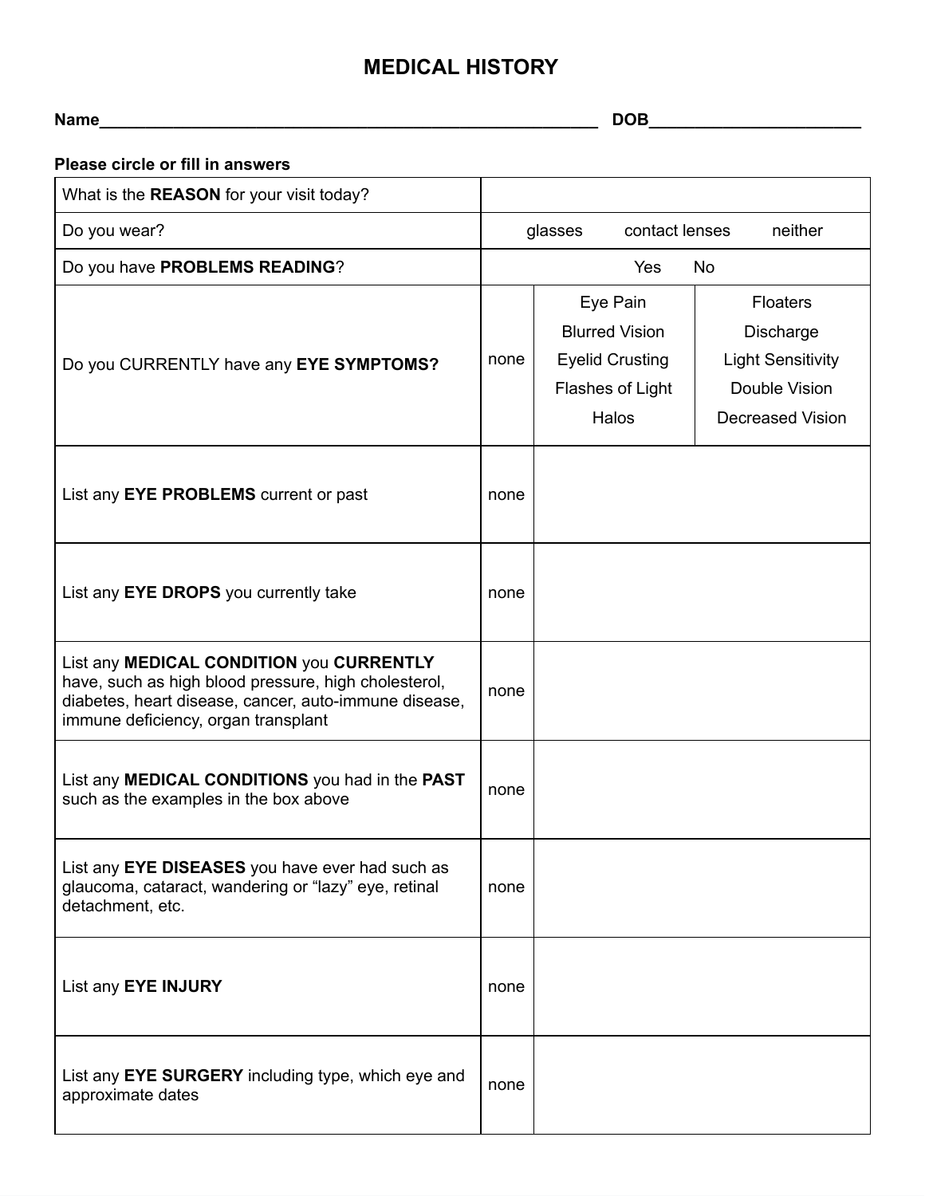# MEDICAL HISTORY

**Name**\_\_\_\_\_\_\_\_\_\_\_\_\_\_\_\_\_\_\_\_\_\_\_\_\_\_\_\_\_\_\_\_\_\_\_\_\_\_\_\_\_\_\_\_\_\_\_\_\_\_\_\_\_\_ **DOB**\_\_\_\_\_\_\_\_\_\_\_\_\_\_\_\_\_\_\_\_\_\_\_\_

**Please circle or fill in answers**

| | | | |
|---|---|---|---|
| What is the **REASON** for your visit today? | | | |
| Do you wear? | glasses contact lenses neither | | |
| Do you have **PROBLEMS READING**? | Yes No | | |
| Do you CURRENTLY have any **EYE SYMPTOMS?** | none | Eye Pain<br>Blurred Vision<br>Eyelid Crusting<br>Flashes of Light<br>Halos | Floaters<br>Discharge<br>Light Sensitivity<br>Double Vision<br>Decreased Vision |
| List any **EYE PROBLEMS** current or past | none | | |
| List any **EYE DROPS** you currently take | none | | |
| List any **MEDICAL CONDITION** you **CURRENTLY** have, such as high blood pressure, high cholesterol, diabetes, heart disease, cancer, auto-immune disease, immune deficiency, organ transplant | none | | |
| List any **MEDICAL CONDITIONS** you had in the **PAST** such as the examples in the box above | none | | |
| List any **EYE DISEASES** you have ever had such as glaucoma, cataract, wandering or "lazy" eye, retinal detachment, etc. | none | | |
| List any **EYE INJURY** | none | | |
| List any **EYE SURGERY** including type, which eye and approximate dates | none | | |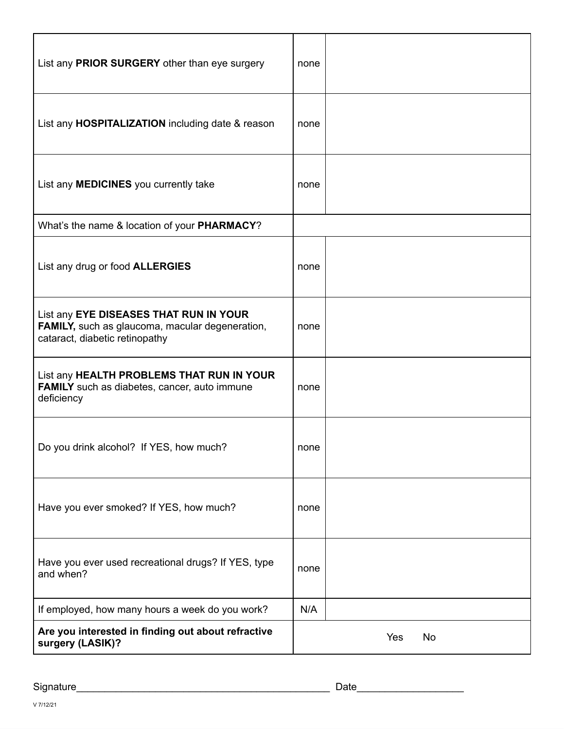| | | |
|---|---|---|
| List any **PRIOR SURGERY** other than eye surgery | none | |
| List any **HOSPITALIZATION** including date & reason | none | |
| List any **MEDICINES** you currently take | none | |
| What's the name & location of your **PHARMACY**? | | |
| List any drug or food **ALLERGIES** | none | |
| List any **EYE DISEASES THAT RUN IN YOUR FAMILY,** such as glaucoma, macular degeneration, cataract, diabetic retinopathy | none | |
| List any **HEALTH PROBLEMS THAT RUN IN YOUR FAMILY** such as diabetes, cancer, auto immune deficiency | none | |
| Do you drink alcohol? If YES, how much? | none | |
| Have you ever smoked? If YES, how much? | none | |
| Have you ever used recreational drugs? If YES, type and when? | none | |
| If employed, how many hours a week do you work? | N/A | |
| **Are you interested in finding out about refractive surgery (LASIK)?** | Yes No | |

Signature_______________________________________________ Date__________________

V 7/12/21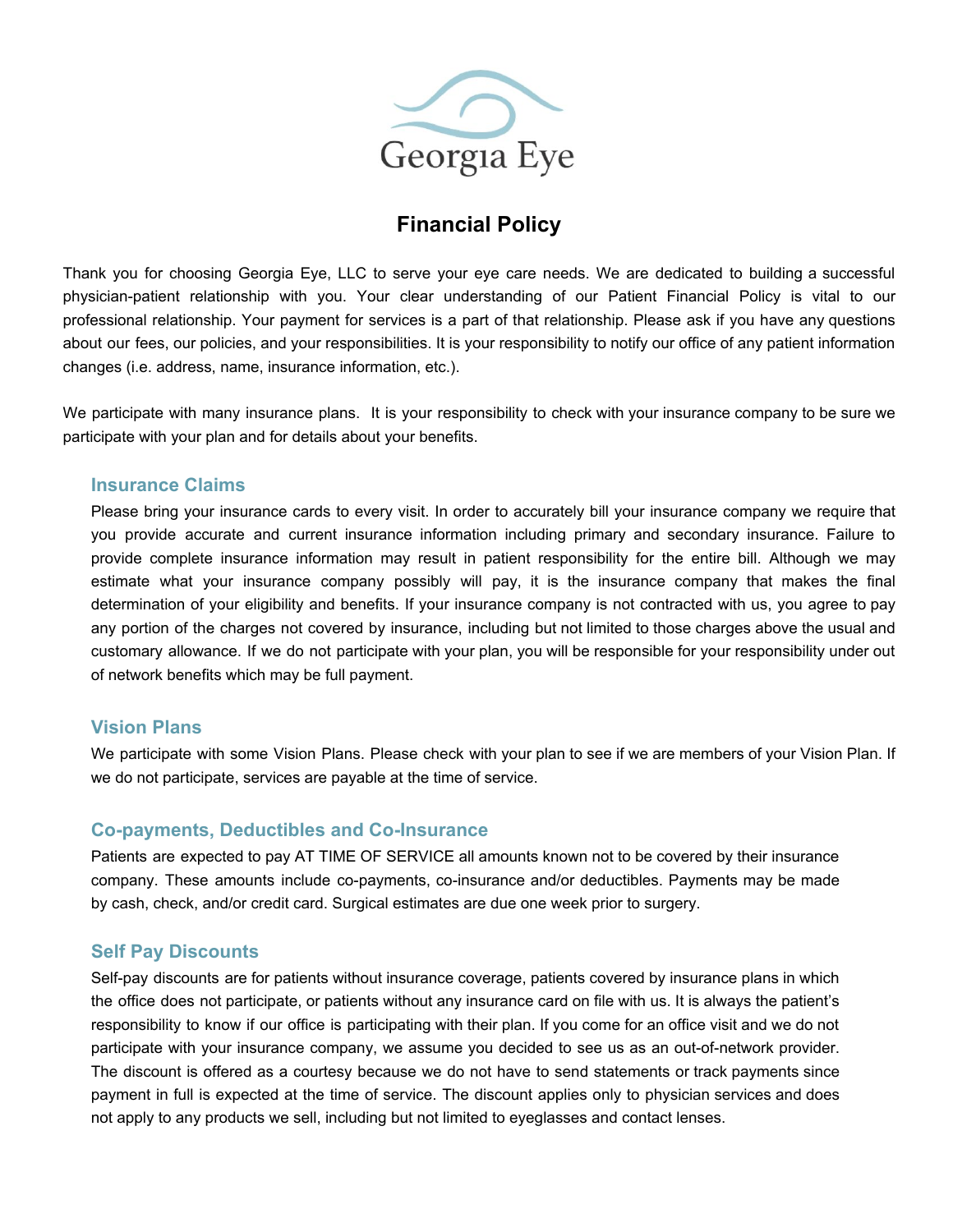Georgia Eye

# Financial Policy

Thank you for choosing Georgia Eye, LLC to serve your eye care needs. We are dedicated to building a successful physician-patient relationship with you. Your clear understanding of our Patient Financial Policy is vital to our professional relationship. Your payment for services is a part of that relationship. Please ask if you have any questions about our fees, our policies, and your responsibilities. It is your responsibility to notify our office of any patient information changes (i.e. address, name, insurance information, etc.).

We participate with many insurance plans. It is your responsibility to check with your insurance company to be sure we participate with your plan and for details about your benefits.

## Insurance Claims

Please bring your insurance cards to every visit. In order to accurately bill your insurance company we require that you provide accurate and current insurance information including primary and secondary insurance. Failure to provide complete insurance information may result in patient responsibility for the entire bill. Although we may estimate what your insurance company possibly will pay, it is the insurance company that makes the final determination of your eligibility and benefits. If your insurance company is not contracted with us, you agree to pay any portion of the charges not covered by insurance, including but not limited to those charges above the usual and customary allowance. If we do not participate with your plan, you will be responsible for your responsibility under out of network benefits which may be full payment.

## Vision Plans

We participate with some Vision Plans. Please check with your plan to see if we are members of your Vision Plan. If we do not participate, services are payable at the time of service.

## Co-payments, Deductibles and Co-Insurance

Patients are expected to pay AT TIME OF SERVICE all amounts known not to be covered by their insurance company. These amounts include co-payments, co-insurance and/or deductibles. Payments may be made by cash, check, and/or credit card. Surgical estimates are due one week prior to surgery.

## Self Pay Discounts

Self-pay discounts are for patients without insurance coverage, patients covered by insurance plans in which the office does not participate, or patients without any insurance card on file with us. It is always the patient's responsibility to know if our office is participating with their plan. If you come for an office visit and we do not participate with your insurance company, we assume you decided to see us as an out-of-network provider. The discount is offered as a courtesy because we do not have to send statements or track payments since payment in full is expected at the time of service. The discount applies only to physician services and does not apply to any products we sell, including but not limited to eyeglasses and contact lenses.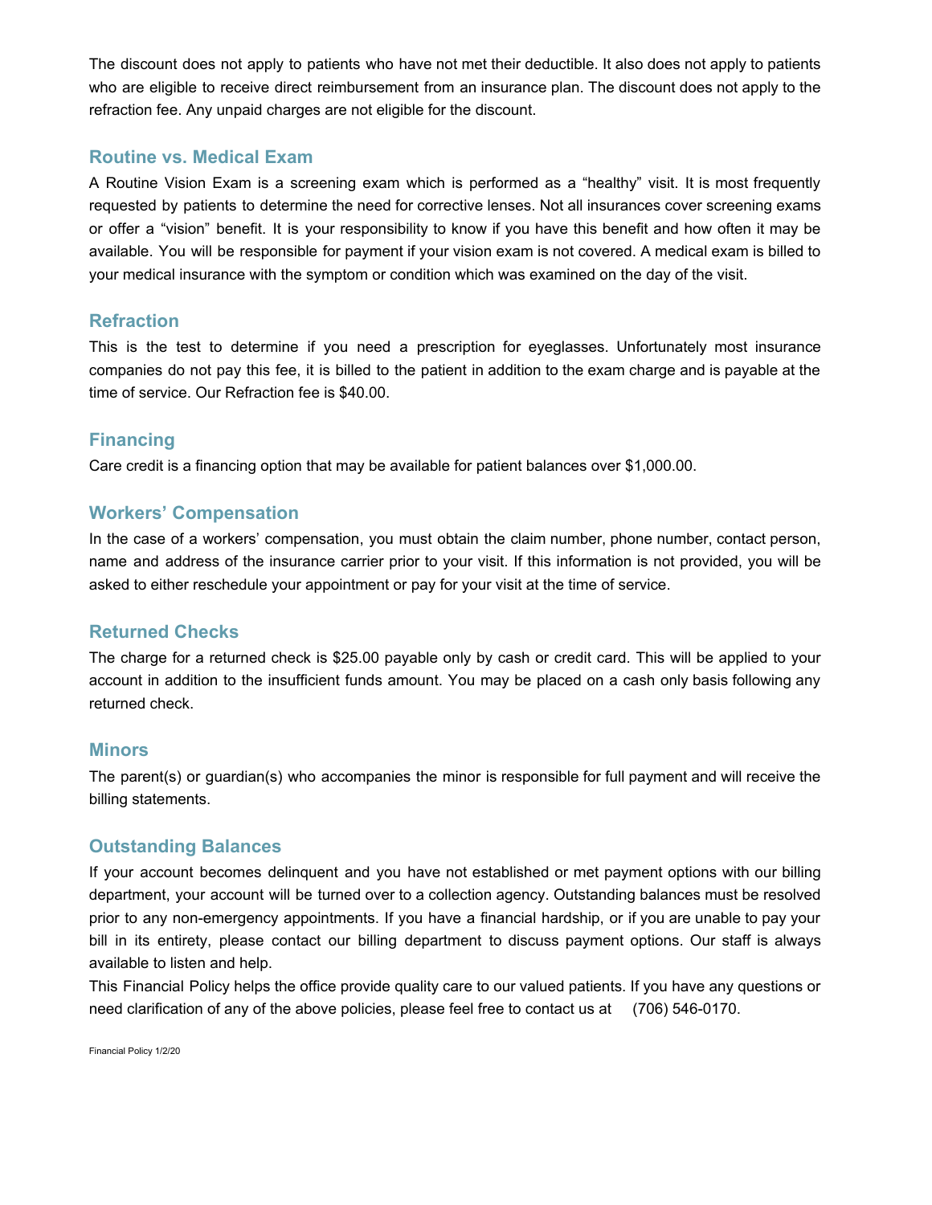The discount does not apply to patients who have not met their deductible. It also does not apply to patients who are eligible to receive direct reimbursement from an insurance plan. The discount does not apply to the refraction fee. Any unpaid charges are not eligible for the discount.

## Routine vs. Medical Exam

A Routine Vision Exam is a screening exam which is performed as a "healthy" visit. It is most frequently requested by patients to determine the need for corrective lenses. Not all insurances cover screening exams or offer a "vision" benefit. It is your responsibility to know if you have this benefit and how often it may be available. You will be responsible for payment if your vision exam is not covered. A medical exam is billed to your medical insurance with the symptom or condition which was examined on the day of the visit.

## Refraction

This is the test to determine if you need a prescription for eyeglasses. Unfortunately most insurance companies do not pay this fee, it is billed to the patient in addition to the exam charge and is payable at the time of service. Our Refraction fee is $40.00.

## Financing

Care credit is a financing option that may be available for patient balances over $1,000.00.

## Workers' Compensation

In the case of a workers' compensation, you must obtain the claim number, phone number, contact person, name and address of the insurance carrier prior to your visit. If this information is not provided, you will be asked to either reschedule your appointment or pay for your visit at the time of service.

## Returned Checks

The charge for a returned check is $25.00 payable only by cash or credit card. This will be applied to your account in addition to the insufficient funds amount. You may be placed on a cash only basis following any returned check.

## Minors

The parent(s) or guardian(s) who accompanies the minor is responsible for full payment and will receive the billing statements.

## Outstanding Balances

If your account becomes delinquent and you have not established or met payment options with our billing department, your account will be turned over to a collection agency. Outstanding balances must be resolved prior to any non-emergency appointments. If you have a financial hardship, or if you are unable to pay your bill in its entirety, please contact our billing department to discuss payment options. Our staff is always available to listen and help.

This Financial Policy helps the office provide quality care to our valued patients. If you have any questions or need clarification of any of the above policies, please feel free to contact us at (706) 546-0170.

Financial Policy 1/2/20